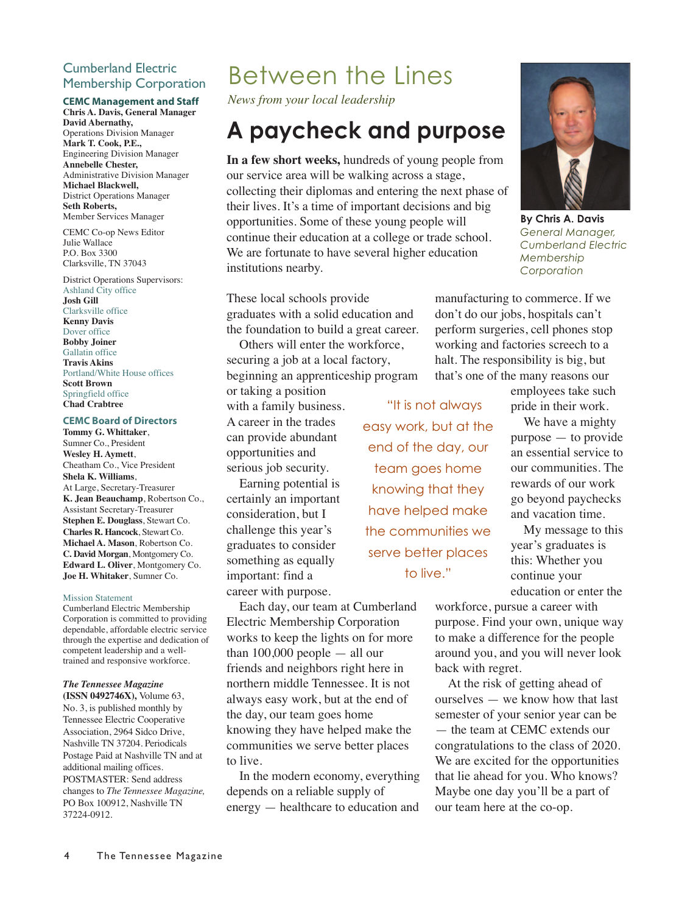# Between the Lines

*News from your local leadership*

## A paycheck and purpose

**By Chris A. Davis**
*General Manager, Cumberland Electric Membership Corporation*

**In a few short weeks,** hundreds of young people from our service area will be walking across a stage, collecting their diplomas and entering the next phase of their lives. It's a time of important decisions and big opportunities. Some of these young people will continue their education at a college or trade school. We are fortunate to have several higher education institutions nearby.

These local schools provide graduates with a solid education and the foundation to build a great career.

Others will enter the workforce, securing a job at a local factory, beginning an apprenticeship program or taking a position with a family business. A career in the trades can provide abundant opportunities and serious job security.

Earning potential is certainly an important consideration, but I challenge this year's graduates to consider something as equally important: find a career with purpose.

Each day, our team at Cumberland Electric Membership Corporation works to keep the lights on for more than 100,000 people — all our friends and neighbors right here in northern middle Tennessee. It is not always easy work, but at the end of the day, our team goes home knowing they have helped make the communities we serve better places to live.

> "It is not always easy work, but at the end of the day, our team goes home knowing that they have helped make the communities we serve better places to live."

In the modern economy, everything depends on a reliable supply of energy — healthcare to education and manufacturing to commerce. If we don't do our jobs, hospitals can't perform surgeries, cell phones stop working and factories screech to a halt. The responsibility is big, but that's one of the many reasons our employees take such pride in their work.

We have a mighty purpose — to provide an essential service to our communities. The rewards of our work go beyond paychecks and vacation time.

My message to this year's graduates is this: Whether you continue your education or enter the workforce, pursue a career with purpose. Find your own, unique way to make a difference for the people around you, and you will never look back with regret.

At the risk of getting ahead of ourselves — we know how that last semester of your senior year can be — the team at CEMC extends our congratulations to the class of 2020. We are excited for the opportunities that lie ahead for you. Who knows? Maybe one day you'll be a part of our team here at the co-op.

---

### Cumberland Electric Membership Corporation

**CEMC Management and Staff**

**Chris A. Davis, General Manager**
**David Abernathy,** Operations Division Manager
**Mark T. Cook, P.E.,** Engineering Division Manager
**Annebelle Chester,** Administrative Division Manager
**Michael Blackwell,** District Operations Manager
**Seth Roberts,** Member Services Manager

CEMC Co-op News Editor
Julie Wallace
P.O. Box 3300
Clarksville, TN 37043

District Operations Supervisors:
Ashland City office
**Josh Gill**
Clarksville office
**Kenny Davis**
Dover office
**Bobby Joiner**
Gallatin office
**Travis Akins**
Portland/White House offices
**Scott Brown**
Springfield office
**Chad Crabtree**

**CEMC Board of Directors**

**Tommy G. Whittaker**, Sumner Co., President
**Wesley H. Aymett**, Cheatham Co., Vice President
**Shela K. Williams**, At Large, Secretary-Treasurer
**K. Jean Beauchamp**, Robertson Co., Assistant Secretary-Treasurer
**Stephen E. Douglass**, Stewart Co.
**Charles R. Hancock**, Stewart Co.
**Michael A. Mason**, Robertson Co.
**C. David Morgan**, Montgomery Co.
**Edward L. Oliver**, Montgomery Co.
**Joe H. Whitaker**, Sumner Co.

Mission Statement
Cumberland Electric Membership Corporation is committed to providing dependable, affordable electric service through the expertise and dedication of competent leadership and a well-trained and responsive workforce.

***The Tennessee Magazine*** **(ISSN 0492746X),** Volume 63, No. 3, is published monthly by Tennessee Electric Cooperative Association, 2964 Sidco Drive, Nashville TN 37204. Periodicals Postage Paid at Nashville TN and at additional mailing offices. POSTMASTER: Send address changes to *The Tennessee Magazine,* PO Box 100912, Nashville TN 37224-0912.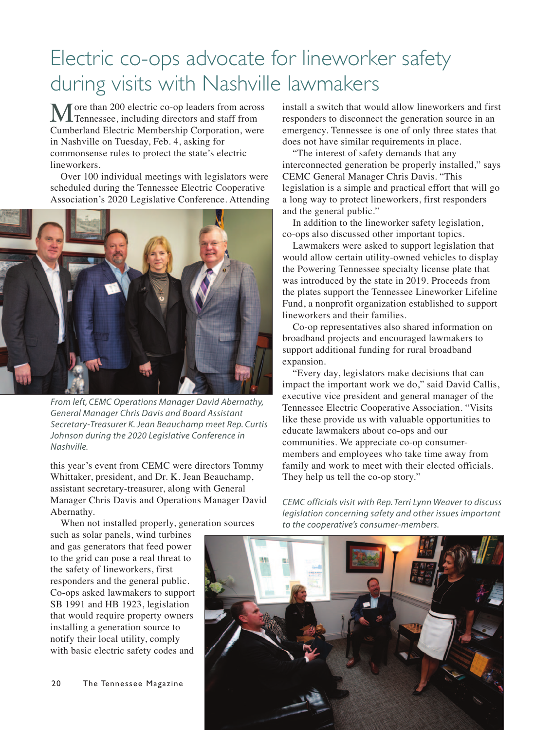# Electric co-ops advocate for lineworker safety during visits with Nashville lawmakers

More than 200 electric co-op leaders from across Tennessee, including directors and staff from Cumberland Electric Membership Corporation, were in Nashville on Tuesday, Feb. 4, asking for commonsense rules to protect the state's electric lineworkers.

Over 100 individual meetings with legislators were scheduled during the Tennessee Electric Cooperative Association's 2020 Legislative Conference. Attending this year's event from CEMC were directors Tommy Whittaker, president, and Dr. K. Jean Beauchamp, assistant secretary-treasurer, along with General Manager Chris Davis and Operations Manager David Abernathy.

*From left, CEMC Operations Manager David Abernathy, General Manager Chris Davis and Board Assistant Secretary-Treasurer K. Jean Beauchamp meet Rep. Curtis Johnson during the 2020 Legislative Conference in Nashville.*

When not installed properly, generation sources such as solar panels, wind turbines and gas generators that feed power to the grid can pose a real threat to the safety of lineworkers, first responders and the general public. Co-ops asked lawmakers to support SB 1991 and HB 1923, legislation that would require property owners installing a generation source to notify their local utility, comply with basic electric safety codes and install a switch that would allow lineworkers and first responders to disconnect the generation source in an emergency. Tennessee is one of only three states that does not have similar requirements in place.

"The interest of safety demands that any interconnected generation be properly installed," says CEMC General Manager Chris Davis. "This legislation is a simple and practical effort that will go a long way to protect lineworkers, first responders and the general public."

In addition to the lineworker safety legislation, co-ops also discussed other important topics.

Lawmakers were asked to support legislation that would allow certain utility-owned vehicles to display the Powering Tennessee specialty license plate that was introduced by the state in 2019. Proceeds from the plates support the Tennessee Lineworker Lifeline Fund, a nonprofit organization established to support lineworkers and their families.

Co-op representatives also shared information on broadband projects and encouraged lawmakers to support additional funding for rural broadband expansion.

"Every day, legislators make decisions that can impact the important work we do," said David Callis, executive vice president and general manager of the Tennessee Electric Cooperative Association. "Visits like these provide us with valuable opportunities to educate lawmakers about co-ops and our communities. We appreciate co-op consumer-members and employees who take time away from family and work to meet with their elected officials. They help us tell the co-op story."

*CEMC officials visit with Rep. Terri Lynn Weaver to discuss legislation concerning safety and other issues important to the cooperative's consumer-members.*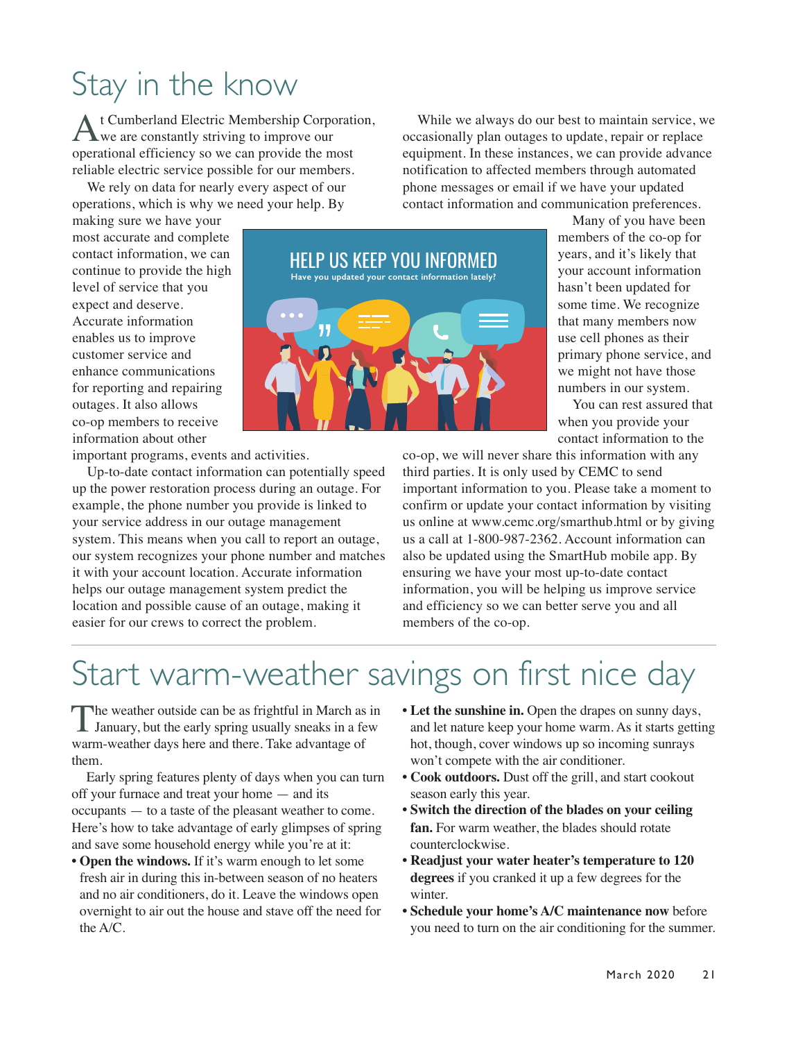# Stay in the know

At Cumberland Electric Membership Corporation, we are constantly striving to improve our operational efficiency so we can provide the most reliable electric service possible for our members.

We rely on data for nearly every aspect of our operations, which is why we need your help. By making sure we have your most accurate and complete contact information, we can continue to provide the high level of service that you expect and deserve. Accurate information enables us to improve customer service and enhance communications for reporting and repairing outages. It also allows co-op members to receive information about other important programs, events and activities.

Up-to-date contact information can potentially speed up the power restoration process during an outage. For example, the phone number you provide is linked to your service address in our outage management system. This means when you call to report an outage, our system recognizes your phone number and matches it with your account location. Accurate information helps our outage management system predict the location and possible cause of an outage, making it easier for our crews to correct the problem.

While we always do our best to maintain service, we occasionally plan outages to update, repair or replace equipment. In these instances, we can provide advance notification to affected members through automated phone messages or email if we have your updated contact information and communication preferences.

**HELP US KEEP YOU INFORMED**
Have you updated your contact information lately?

Many of you have been members of the co-op for years, and it's likely that your account information hasn't been updated for some time. We recognize that many members now use cell phones as their primary phone service, and we might not have those numbers in our system.

You can rest assured that when you provide your contact information to the co-op, we will never share this information with any third parties. It is only used by CEMC to send important information to you. Please take a moment to confirm or update your contact information by visiting us online at www.cemc.org/smarthub.html or by giving us a call at 1-800-987-2362. Account information can also be updated using the SmartHub mobile app. By ensuring we have your most up-to-date contact information, you will be helping us improve service and efficiency so we can better serve you and all members of the co-op.

# Start warm-weather savings on first nice day

The weather outside can be as frightful in March as in January, but the early spring usually sneaks in a few warm-weather days here and there. Take advantage of them.

Early spring features plenty of days when you can turn off your furnace and treat your home — and its occupants — to a taste of the pleasant weather to come. Here's how to take advantage of early glimpses of spring and save some household energy while you're at it:

- **Open the windows.** If it's warm enough to let some fresh air in during this in-between season of no heaters and no air conditioners, do it. Leave the windows open overnight to air out the house and stave off the need for the A/C.
- **Let the sunshine in.** Open the drapes on sunny days, and let nature keep your home warm. As it starts getting hot, though, cover windows up so incoming sunrays won't compete with the air conditioner.
- **Cook outdoors.** Dust off the grill, and start cookout season early this year.
- **Switch the direction of the blades on your ceiling fan.** For warm weather, the blades should rotate counterclockwise.
- **Readjust your water heater's temperature to 120 degrees** if you cranked it up a few degrees for the winter.
- **Schedule your home's A/C maintenance now** before you need to turn on the air conditioning for the summer.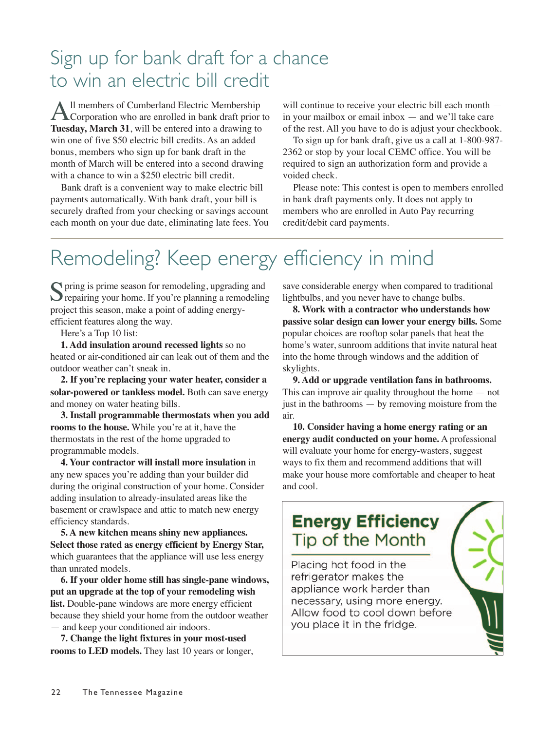# Sign up for bank draft for a chance to win an electric bill credit

All members of Cumberland Electric Membership Corporation who are enrolled in bank draft prior to **Tuesday, March 31**, will be entered into a drawing to win one of five $50 electric bill credits. As an added bonus, members who sign up for bank draft in the month of March will be entered into a second drawing with a chance to win a $250 electric bill credit.

Bank draft is a convenient way to make electric bill payments automatically. With bank draft, your bill is securely drafted from your checking or savings account each month on your due date, eliminating late fees. You will continue to receive your electric bill each month — in your mailbox or email inbox — and we'll take care of the rest. All you have to do is adjust your checkbook.

To sign up for bank draft, give us a call at 1-800-987-2362 or stop by your local CEMC office. You will be required to sign an authorization form and provide a voided check.

Please note: This contest is open to members enrolled in bank draft payments only. It does not apply to members who are enrolled in Auto Pay recurring credit/debit card payments.

# Remodeling? Keep energy efficiency in mind

Spring is prime season for remodeling, upgrading and repairing your home. If you're planning a remodeling project this season, make a point of adding energy-efficient features along the way.

Here's a Top 10 list:

**1. Add insulation around recessed lights** so no heated or air-conditioned air can leak out of them and the outdoor weather can't sneak in.

**2. If you're replacing your water heater, consider a solar-powered or tankless model.** Both can save energy and money on water heating bills.

**3. Install programmable thermostats when you add rooms to the house.** While you're at it, have the thermostats in the rest of the home upgraded to programmable models.

**4. Your contractor will install more insulation** in any new spaces you're adding than your builder did during the original construction of your home. Consider adding insulation to already-insulated areas like the basement or crawlspace and attic to match new energy efficiency standards.

**5. A new kitchen means shiny new appliances. Select those rated as energy efficient by Energy Star,** which guarantees that the appliance will use less energy than unrated models.

**6. If your older home still has single-pane windows, put an upgrade at the top of your remodeling wish list.** Double-pane windows are more energy efficient because they shield your home from the outdoor weather — and keep your conditioned air indoors.

**7. Change the light fixtures in your most-used rooms to LED models.** They last 10 years or longer, save considerable energy when compared to traditional lightbulbs, and you never have to change bulbs.

**8. Work with a contractor who understands how passive solar design can lower your energy bills.** Some popular choices are rooftop solar panels that heat the home's water, sunroom additions that invite natural heat into the home through windows and the addition of skylights.

**9. Add or upgrade ventilation fans in bathrooms.** This can improve air quality throughout the home — not just in the bathrooms — by removing moisture from the air.

**10. Consider having a home energy rating or an energy audit conducted on your home.** A professional will evaluate your home for energy-wasters, suggest ways to fix them and recommend additions that will make your house more comfortable and cheaper to heat and cool.

## Energy Efficiency Tip of the Month

Placing hot food in the refrigerator makes the appliance work harder than necessary, using more energy. Allow food to cool down before you place it in the fridge.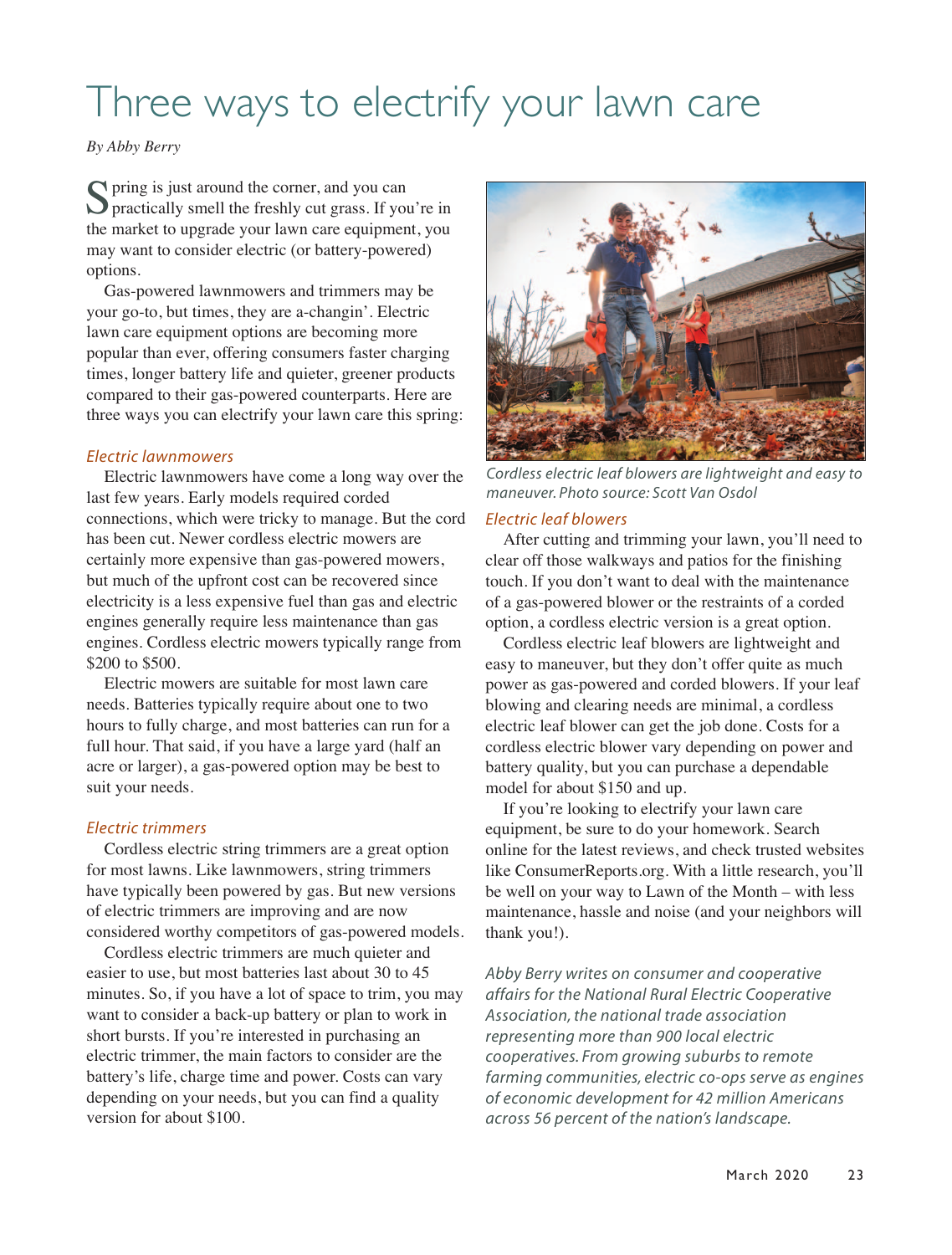# Three ways to electrify your lawn care

*By Abby Berry*

Spring is just around the corner, and you can practically smell the freshly cut grass. If you're in the market to upgrade your lawn care equipment, you may want to consider electric (or battery-powered) options.

Gas-powered lawnmowers and trimmers may be your go-to, but times, they are a-changin'. Electric lawn care equipment options are becoming more popular than ever, offering consumers faster charging times, longer battery life and quieter, greener products compared to their gas-powered counterparts. Here are three ways you can electrify your lawn care this spring:

## *Electric lawnmowers*

Electric lawnmowers have come a long way over the last few years. Early models required corded connections, which were tricky to manage. But the cord has been cut. Newer cordless electric mowers are certainly more expensive than gas-powered mowers, but much of the upfront cost can be recovered since electricity is a less expensive fuel than gas and electric engines generally require less maintenance than gas engines. Cordless electric mowers typically range from $200 to $500.

Electric mowers are suitable for most lawn care needs. Batteries typically require about one to two hours to fully charge, and most batteries can run for a full hour. That said, if you have a large yard (half an acre or larger), a gas-powered option may be best to suit your needs.

## *Electric trimmers*

Cordless electric string trimmers are a great option for most lawns. Like lawnmowers, string trimmers have typically been powered by gas. But new versions of electric trimmers are improving and are now considered worthy competitors of gas-powered models.

Cordless electric trimmers are much quieter and easier to use, but most batteries last about 30 to 45 minutes. So, if you have a lot of space to trim, you may want to consider a back-up battery or plan to work in short bursts. If you're interested in purchasing an electric trimmer, the main factors to consider are the battery's life, charge time and power. Costs can vary depending on your needs, but you can find a quality version for about $100.

*Cordless electric leaf blowers are lightweight and easy to maneuver. Photo source: Scott Van Osdol*

## *Electric leaf blowers*

After cutting and trimming your lawn, you'll need to clear off those walkways and patios for the finishing touch. If you don't want to deal with the maintenance of a gas-powered blower or the restraints of a corded option, a cordless electric version is a great option.

Cordless electric leaf blowers are lightweight and easy to maneuver, but they don't offer quite as much power as gas-powered and corded blowers. If your leaf blowing and clearing needs are minimal, a cordless electric leaf blower can get the job done. Costs for a cordless electric blower vary depending on power and battery quality, but you can purchase a dependable model for about $150 and up.

If you're looking to electrify your lawn care equipment, be sure to do your homework. Search online for the latest reviews, and check trusted websites like ConsumerReports.org. With a little research, you'll be well on your way to Lawn of the Month – with less maintenance, hassle and noise (and your neighbors will thank you!).

*Abby Berry writes on consumer and cooperative affairs for the National Rural Electric Cooperative Association, the national trade association representing more than 900 local electric cooperatives. From growing suburbs to remote farming communities, electric co-ops serve as engines of economic development for 42 million Americans across 56 percent of the nation's landscape.*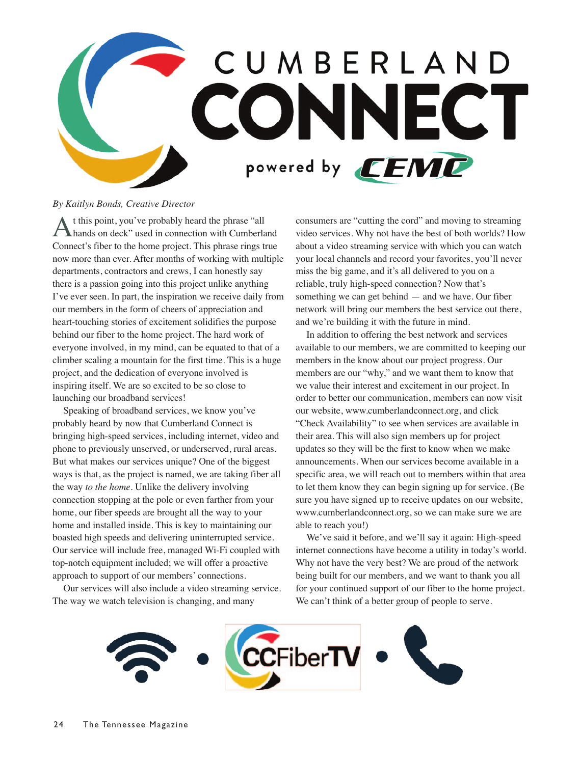# CUMBERLAND CONNECT

powered by CEMC

*By Kaitlyn Bonds, Creative Director*

At this point, you've probably heard the phrase "all hands on deck" used in connection with Cumberland Connect's fiber to the home project. This phrase rings true now more than ever. After months of working with multiple departments, contractors and crews, I can honestly say there is a passion going into this project unlike anything I've ever seen. In part, the inspiration we receive daily from our members in the form of cheers of appreciation and heart-touching stories of excitement solidifies the purpose behind our fiber to the home project. The hard work of everyone involved, in my mind, can be equated to that of a climber scaling a mountain for the first time. This is a huge project, and the dedication of everyone involved is inspiring itself. We are so excited to be so close to launching our broadband services!

Speaking of broadband services, we know you've probably heard by now that Cumberland Connect is bringing high-speed services, including internet, video and phone to previously unserved, or underserved, rural areas. But what makes our services unique? One of the biggest ways is that, as the project is named, we are taking fiber all the way *to the home*. Unlike the delivery involving connection stopping at the pole or even farther from your home, our fiber speeds are brought all the way to your home and installed inside. This is key to maintaining our boasted high speeds and delivering uninterrupted service. Our service will include free, managed Wi-Fi coupled with top-notch equipment included; we will offer a proactive approach to support of our members' connections.

Our services will also include a video streaming service. The way we watch television is changing, and many consumers are "cutting the cord" and moving to streaming video services. Why not have the best of both worlds? How about a video streaming service with which you can watch your local channels and record your favorites, you'll never miss the big game, and it's all delivered to you on a reliable, truly high-speed connection? Now that's something we can get behind — and we have. Our fiber network will bring our members the best service out there, and we're building it with the future in mind.

In addition to offering the best network and services available to our members, we are committed to keeping our members in the know about our project progress. Our members are our "why," and we want them to know that we value their interest and excitement in our project. In order to better our communication, members can now visit our website, www.cumberlandconnect.org, and click "Check Availability" to see when services are available in their area. This will also sign members up for project updates so they will be the first to know when we make announcements. When our services become available in a specific area, we will reach out to members within that area to let them know they can begin signing up for service. (Be sure you have signed up to receive updates on our website, www.cumberlandconnect.org, so we can make sure we are able to reach you!)

We've said it before, and we'll say it again: High-speed internet connections have become a utility in today's world. Why not have the very best? We are proud of the network being built for our members, and we want to thank you all for your continued support of our fiber to the home project. We can't think of a better group of people to serve.

CCFiberTV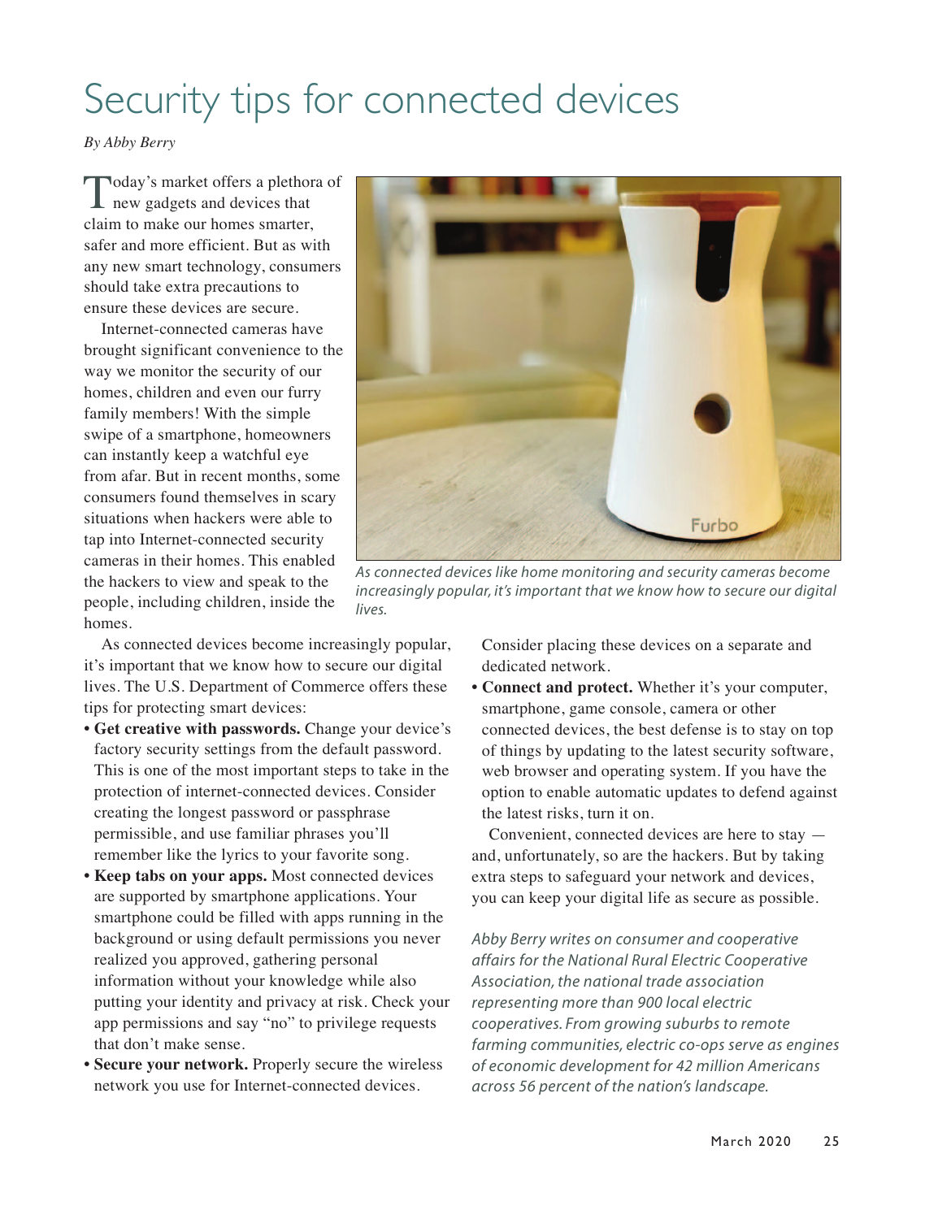# Security tips for connected devices

*By Abby Berry*

Today's market offers a plethora of new gadgets and devices that claim to make our homes smarter, safer and more efficient. But as with any new smart technology, consumers should take extra precautions to ensure these devices are secure.

Internet-connected cameras have brought significant convenience to the way we monitor the security of our homes, children and even our furry family members! With the simple swipe of a smartphone, homeowners can instantly keep a watchful eye from afar. But in recent months, some consumers found themselves in scary situations when hackers were able to tap into Internet-connected security cameras in their homes. This enabled the hackers to view and speak to the people, including children, inside the homes.

*As connected devices like home monitoring and security cameras become increasingly popular, it's important that we know how to secure our digital lives.*

As connected devices become increasingly popular, it's important that we know how to secure our digital lives. The U.S. Department of Commerce offers these tips for protecting smart devices:

- **Get creative with passwords.** Change your device's factory security settings from the default password. This is one of the most important steps to take in the protection of internet-connected devices. Consider creating the longest password or passphrase permissible, and use familiar phrases you'll remember like the lyrics to your favorite song.
- **Keep tabs on your apps.** Most connected devices are supported by smartphone applications. Your smartphone could be filled with apps running in the background or using default permissions you never realized you approved, gathering personal information without your knowledge while also putting your identity and privacy at risk. Check your app permissions and say "no" to privilege requests that don't make sense.
- **Secure your network.** Properly secure the wireless network you use for Internet-connected devices. Consider placing these devices on a separate and dedicated network.
- **Connect and protect.** Whether it's your computer, smartphone, game console, camera or other connected devices, the best defense is to stay on top of things by updating to the latest security software, web browser and operating system. If you have the option to enable automatic updates to defend against the latest risks, turn it on.

Convenient, connected devices are here to stay — and, unfortunately, so are the hackers. But by taking extra steps to safeguard your network and devices, you can keep your digital life as secure as possible.

*Abby Berry writes on consumer and cooperative affairs for the National Rural Electric Cooperative Association, the national trade association representing more than 900 local electric cooperatives. From growing suburbs to remote farming communities, electric co-ops serve as engines of economic development for 42 million Americans across 56 percent of the nation's landscape.*